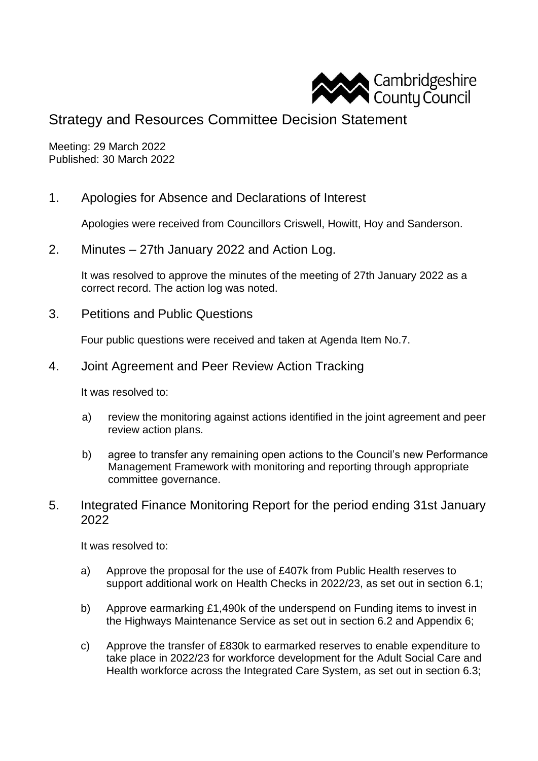Cambridgeshire County Council

# Strategy and Resources Committee Decision Statement

Meeting: 29 March 2022
Published: 30 March 2022

## 1. Apologies for Absence and Declarations of Interest

Apologies were received from Councillors Criswell, Howitt, Hoy and Sanderson.

## 2. Minutes – 27th January 2022 and Action Log.

It was resolved to approve the minutes of the meeting of 27th January 2022 as a correct record. The action log was noted.

## 3. Petitions and Public Questions

Four public questions were received and taken at Agenda Item No.7.

## 4. Joint Agreement and Peer Review Action Tracking

It was resolved to:

a) review the monitoring against actions identified in the joint agreement and peer review action plans.

b) agree to transfer any remaining open actions to the Council's new Performance Management Framework with monitoring and reporting through appropriate committee governance.

## 5. Integrated Finance Monitoring Report for the period ending 31st January 2022

It was resolved to:

a) Approve the proposal for the use of £407k from Public Health reserves to support additional work on Health Checks in 2022/23, as set out in section 6.1;

b) Approve earmarking £1,490k of the underspend on Funding items to invest in the Highways Maintenance Service as set out in section 6.2 and Appendix 6;

c) Approve the transfer of £830k to earmarked reserves to enable expenditure to take place in 2022/23 for workforce development for the Adult Social Care and Health workforce across the Integrated Care System, as set out in section 6.3;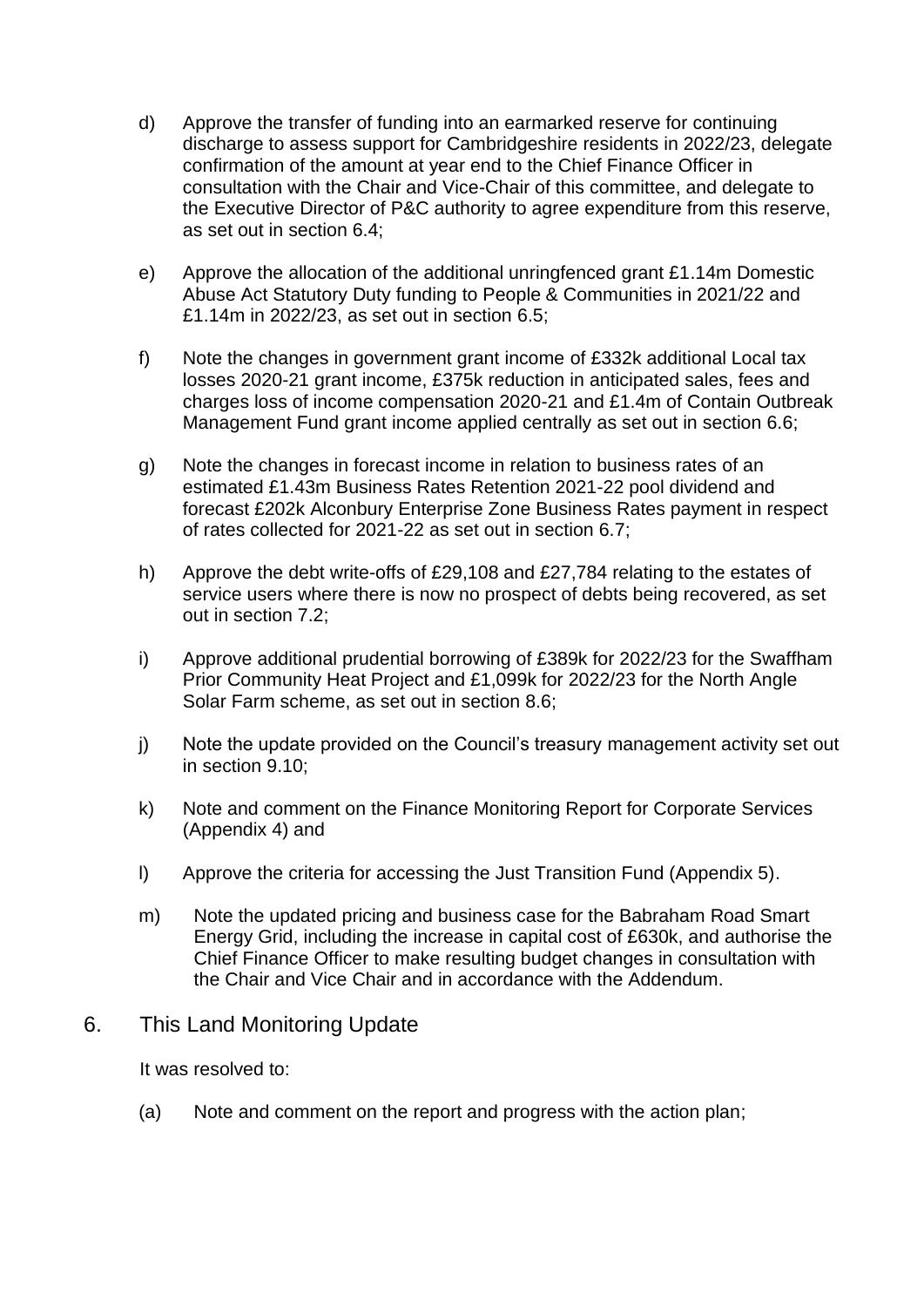d) Approve the transfer of funding into an earmarked reserve for continuing discharge to assess support for Cambridgeshire residents in 2022/23, delegate confirmation of the amount at year end to the Chief Finance Officer in consultation with the Chair and Vice-Chair of this committee, and delegate to the Executive Director of P&C authority to agree expenditure from this reserve, as set out in section 6.4;

e) Approve the allocation of the additional unringfenced grant £1.14m Domestic Abuse Act Statutory Duty funding to People & Communities in 2021/22 and £1.14m in 2022/23, as set out in section 6.5;

f) Note the changes in government grant income of £332k additional Local tax losses 2020-21 grant income, £375k reduction in anticipated sales, fees and charges loss of income compensation 2020-21 and £1.4m of Contain Outbreak Management Fund grant income applied centrally as set out in section 6.6;

g) Note the changes in forecast income in relation to business rates of an estimated £1.43m Business Rates Retention 2021-22 pool dividend and forecast £202k Alconbury Enterprise Zone Business Rates payment in respect of rates collected for 2021-22 as set out in section 6.7;

h) Approve the debt write-offs of £29,108 and £27,784 relating to the estates of service users where there is now no prospect of debts being recovered, as set out in section 7.2;

i) Approve additional prudential borrowing of £389k for 2022/23 for the Swaffham Prior Community Heat Project and £1,099k for 2022/23 for the North Angle Solar Farm scheme, as set out in section 8.6;

j) Note the update provided on the Council's treasury management activity set out in section 9.10;

k) Note and comment on the Finance Monitoring Report for Corporate Services (Appendix 4) and

l) Approve the criteria for accessing the Just Transition Fund (Appendix 5).

m) Note the updated pricing and business case for the Babraham Road Smart Energy Grid, including the increase in capital cost of £630k, and authorise the Chief Finance Officer to make resulting budget changes in consultation with the Chair and Vice Chair and in accordance with the Addendum.

## 6. This Land Monitoring Update

It was resolved to:

(a) Note and comment on the report and progress with the action plan;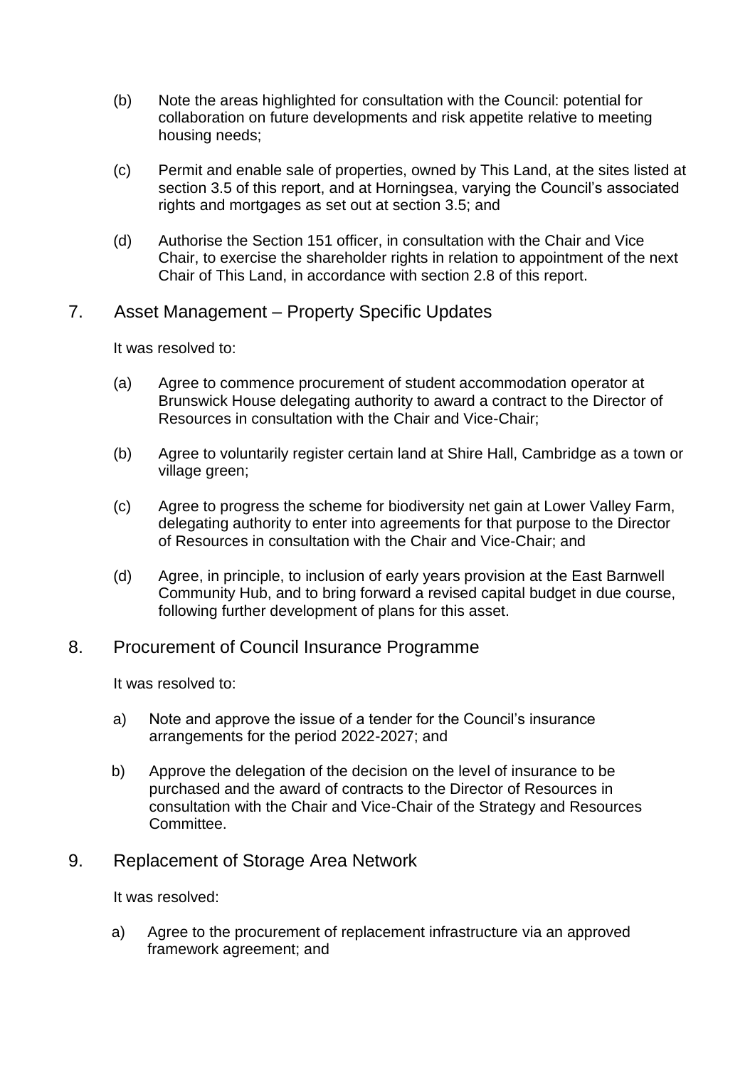(b) Note the areas highlighted for consultation with the Council: potential for collaboration on future developments and risk appetite relative to meeting housing needs;

(c) Permit and enable sale of properties, owned by This Land, at the sites listed at section 3.5 of this report, and at Horningsea, varying the Council's associated rights and mortgages as set out at section 3.5; and

(d) Authorise the Section 151 officer, in consultation with the Chair and Vice Chair, to exercise the shareholder rights in relation to appointment of the next Chair of This Land, in accordance with section 2.8 of this report.

## 7. Asset Management – Property Specific Updates

It was resolved to:

(a) Agree to commence procurement of student accommodation operator at Brunswick House delegating authority to award a contract to the Director of Resources in consultation with the Chair and Vice-Chair;

(b) Agree to voluntarily register certain land at Shire Hall, Cambridge as a town or village green;

(c) Agree to progress the scheme for biodiversity net gain at Lower Valley Farm, delegating authority to enter into agreements for that purpose to the Director of Resources in consultation with the Chair and Vice-Chair; and

(d) Agree, in principle, to inclusion of early years provision at the East Barnwell Community Hub, and to bring forward a revised capital budget in due course, following further development of plans for this asset.

## 8. Procurement of Council Insurance Programme

It was resolved to:

a) Note and approve the issue of a tender for the Council's insurance arrangements for the period 2022-2027; and

b) Approve the delegation of the decision on the level of insurance to be purchased and the award of contracts to the Director of Resources in consultation with the Chair and Vice-Chair of the Strategy and Resources Committee.

## 9. Replacement of Storage Area Network

It was resolved:

a) Agree to the procurement of replacement infrastructure via an approved framework agreement; and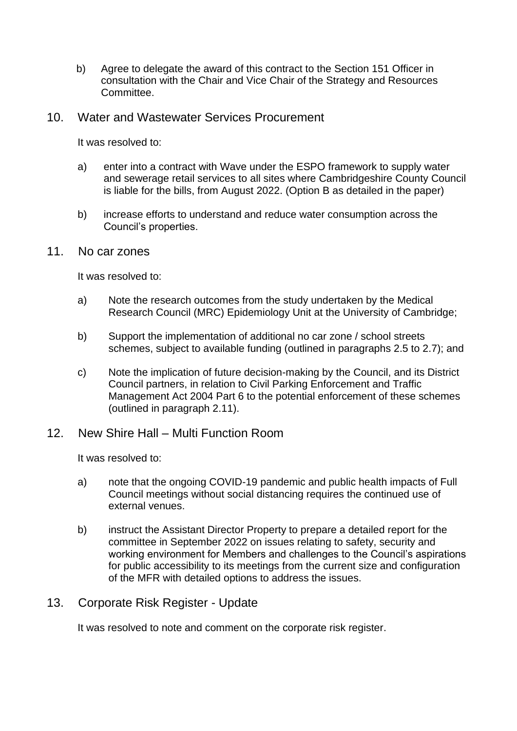b) Agree to delegate the award of this contract to the Section 151 Officer in consultation with the Chair and Vice Chair of the Strategy and Resources Committee.

## 10. Water and Wastewater Services Procurement

It was resolved to:

a) enter into a contract with Wave under the ESPO framework to supply water and sewerage retail services to all sites where Cambridgeshire County Council is liable for the bills, from August 2022. (Option B as detailed in the paper)

b) increase efforts to understand and reduce water consumption across the Council's properties.

## 11. No car zones

It was resolved to:

a) Note the research outcomes from the study undertaken by the Medical Research Council (MRC) Epidemiology Unit at the University of Cambridge;

b) Support the implementation of additional no car zone / school streets schemes, subject to available funding (outlined in paragraphs 2.5 to 2.7); and

c) Note the implication of future decision-making by the Council, and its District Council partners, in relation to Civil Parking Enforcement and Traffic Management Act 2004 Part 6 to the potential enforcement of these schemes (outlined in paragraph 2.11).

## 12. New Shire Hall – Multi Function Room

It was resolved to:

a) note that the ongoing COVID-19 pandemic and public health impacts of Full Council meetings without social distancing requires the continued use of external venues.

b) instruct the Assistant Director Property to prepare a detailed report for the committee in September 2022 on issues relating to safety, security and working environment for Members and challenges to the Council's aspirations for public accessibility to its meetings from the current size and configuration of the MFR with detailed options to address the issues.

## 13. Corporate Risk Register - Update

It was resolved to note and comment on the corporate risk register.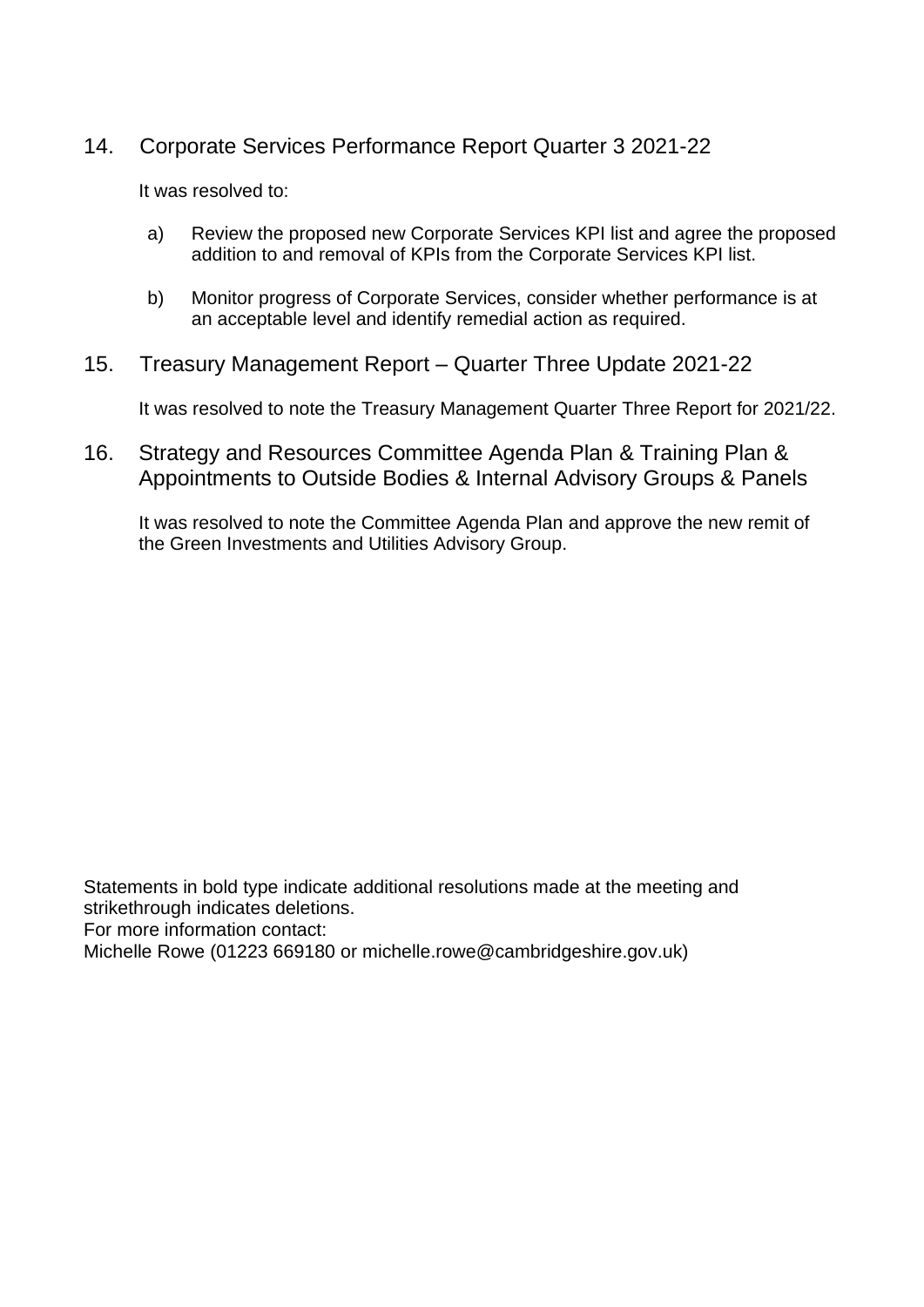## 14. Corporate Services Performance Report Quarter 3 2021-22

It was resolved to:

a) Review the proposed new Corporate Services KPI list and agree the proposed addition to and removal of KPIs from the Corporate Services KPI list.

b) Monitor progress of Corporate Services, consider whether performance is at an acceptable level and identify remedial action as required.

## 15. Treasury Management Report – Quarter Three Update 2021-22

It was resolved to note the Treasury Management Quarter Three Report for 2021/22.

## 16. Strategy and Resources Committee Agenda Plan & Training Plan & Appointments to Outside Bodies & Internal Advisory Groups & Panels

It was resolved to note the Committee Agenda Plan and approve the new remit of the Green Investments and Utilities Advisory Group.

Statements in bold type indicate additional resolutions made at the meeting and strikethrough indicates deletions.
For more information contact:
Michelle Rowe (01223 669180 or michelle.rowe@cambridgeshire.gov.uk)